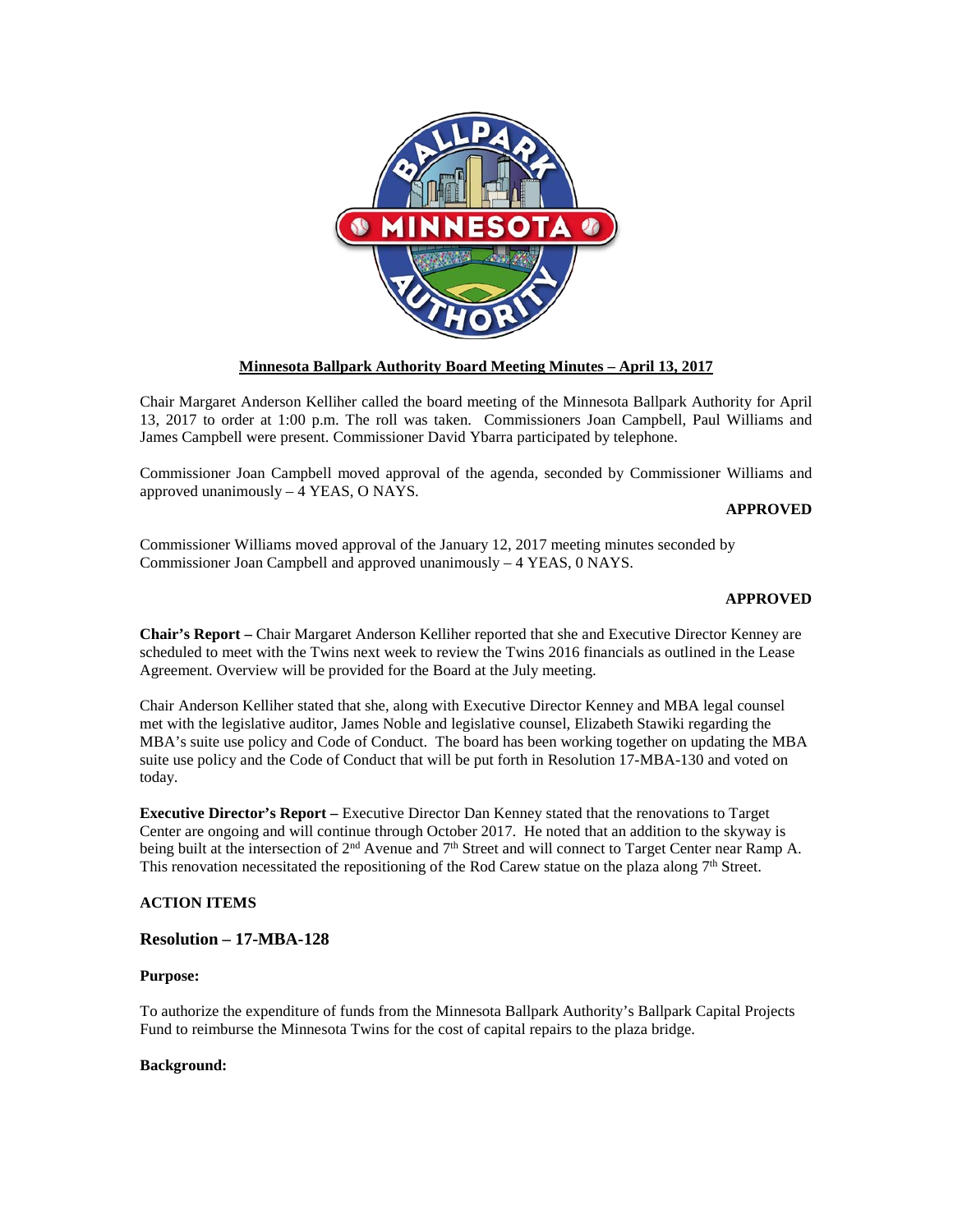**Minnesota Ballpark Authority Board Meeting Minutes – April 13, 2017**

Chair Margaret Anderson Kelliher called the board meeting of the Minnesota Ballpark Authority for April 13, 2017 to order at 1:00 p.m. The roll was taken. Commissioners Joan Campbell, Paul Williams and James Campbell were present. Commissioner David Ybarra participated by telephone.

Commissioner Joan Campbell moved approval of the agenda, seconded by Commissioner Williams and approved unanimously – 4 YEAS, O NAYS.

**APPROVED**

Commissioner Williams moved approval of the January 12, 2017 meeting minutes seconded by Commissioner Joan Campbell and approved unanimously – 4 YEAS, 0 NAYS.

**APPROVED**

**Chair's Report –** Chair Margaret Anderson Kelliher reported that she and Executive Director Kenney are scheduled to meet with the Twins next week to review the Twins 2016 financials as outlined in the Lease Agreement. Overview will be provided for the Board at the July meeting.

Chair Anderson Kelliher stated that she, along with Executive Director Kenney and MBA legal counsel met with the legislative auditor, James Noble and legislative counsel, Elizabeth Stawiki regarding the MBA's suite use policy and Code of Conduct. The board has been working together on updating the MBA suite use policy and the Code of Conduct that will be put forth in Resolution 17-MBA-130 and voted on today.

**Executive Director's Report –** Executive Director Dan Kenney stated that the renovations to Target Center are ongoing and will continue through October 2017. He noted that an addition to the skyway is being built at the intersection of 2nd Avenue and 7th Street and will connect to Target Center near Ramp A. This renovation necessitated the repositioning of the Rod Carew statue on the plaza along 7th Street.

**ACTION ITEMS**

### Resolution – 17-MBA-128

**Purpose:**

To authorize the expenditure of funds from the Minnesota Ballpark Authority's Ballpark Capital Projects Fund to reimburse the Minnesota Twins for the cost of capital repairs to the plaza bridge.

**Background:**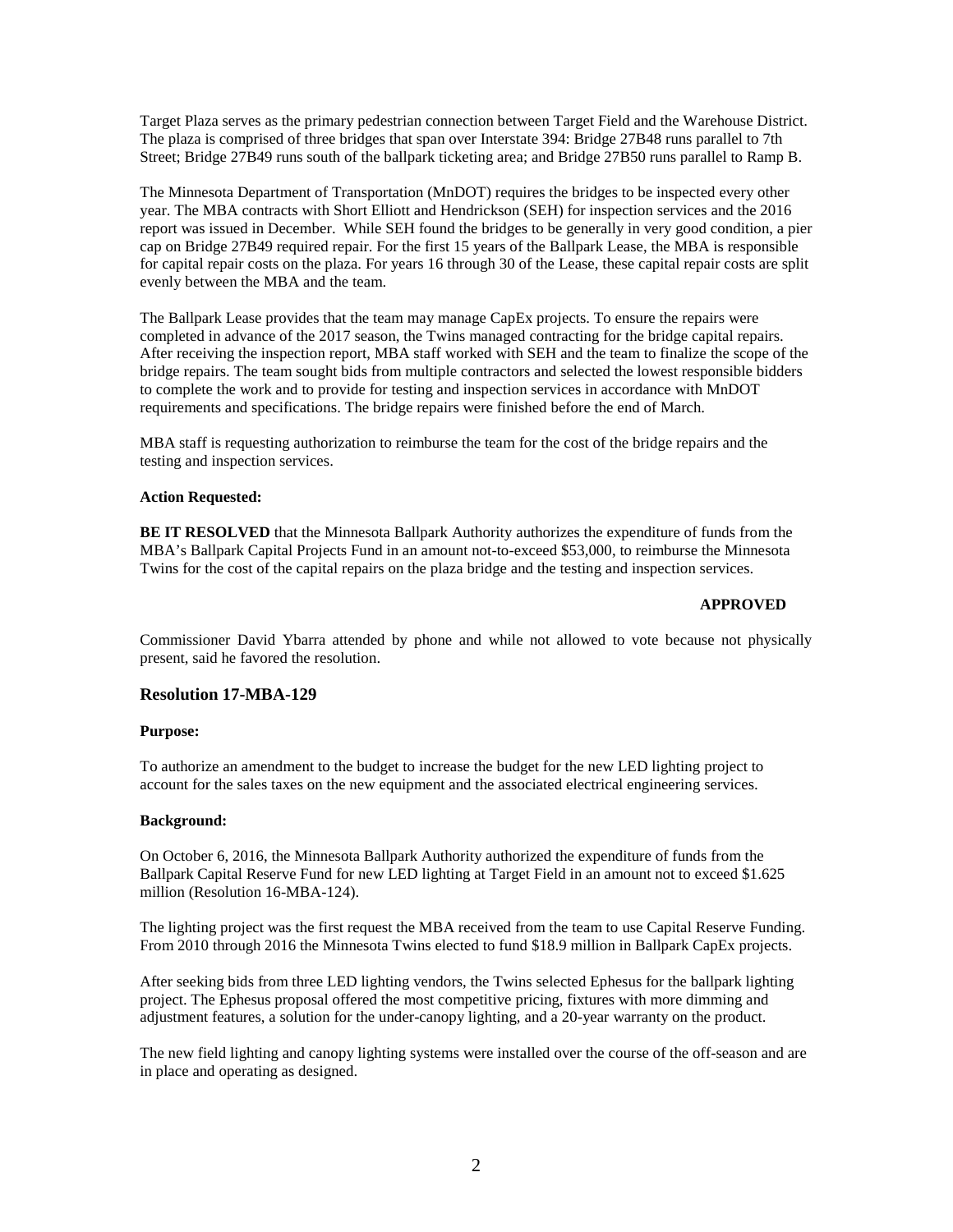Target Plaza serves as the primary pedestrian connection between Target Field and the Warehouse District. The plaza is comprised of three bridges that span over Interstate 394: Bridge 27B48 runs parallel to 7th Street; Bridge 27B49 runs south of the ballpark ticketing area; and Bridge 27B50 runs parallel to Ramp B.

The Minnesota Department of Transportation (MnDOT) requires the bridges to be inspected every other year. The MBA contracts with Short Elliott and Hendrickson (SEH) for inspection services and the 2016 report was issued in December. While SEH found the bridges to be generally in very good condition, a pier cap on Bridge 27B49 required repair. For the first 15 years of the Ballpark Lease, the MBA is responsible for capital repair costs on the plaza. For years 16 through 30 of the Lease, these capital repair costs are split evenly between the MBA and the team.

The Ballpark Lease provides that the team may manage CapEx projects. To ensure the repairs were completed in advance of the 2017 season, the Twins managed contracting for the bridge capital repairs. After receiving the inspection report, MBA staff worked with SEH and the team to finalize the scope of the bridge repairs. The team sought bids from multiple contractors and selected the lowest responsible bidders to complete the work and to provide for testing and inspection services in accordance with MnDOT requirements and specifications. The bridge repairs were finished before the end of March.

MBA staff is requesting authorization to reimburse the team for the cost of the bridge repairs and the testing and inspection services.

**Action Requested:**

**BE IT RESOLVED** that the Minnesota Ballpark Authority authorizes the expenditure of funds from the MBA's Ballpark Capital Projects Fund in an amount not-to-exceed $53,000, to reimburse the Minnesota Twins for the cost of the capital repairs on the plaza bridge and the testing and inspection services.

**APPROVED**

Commissioner David Ybarra attended by phone and while not allowed to vote because not physically present, said he favored the resolution.

### Resolution 17-MBA-129

**Purpose:**

To authorize an amendment to the budget to increase the budget for the new LED lighting project to account for the sales taxes on the new equipment and the associated electrical engineering services.

**Background:**

On October 6, 2016, the Minnesota Ballpark Authority authorized the expenditure of funds from the Ballpark Capital Reserve Fund for new LED lighting at Target Field in an amount not to exceed $1.625 million (Resolution 16-MBA-124).

The lighting project was the first request the MBA received from the team to use Capital Reserve Funding. From 2010 through 2016 the Minnesota Twins elected to fund $18.9 million in Ballpark CapEx projects.

After seeking bids from three LED lighting vendors, the Twins selected Ephesus for the ballpark lighting project. The Ephesus proposal offered the most competitive pricing, fixtures with more dimming and adjustment features, a solution for the under-canopy lighting, and a 20-year warranty on the product.

The new field lighting and canopy lighting systems were installed over the course of the off-season and are in place and operating as designed.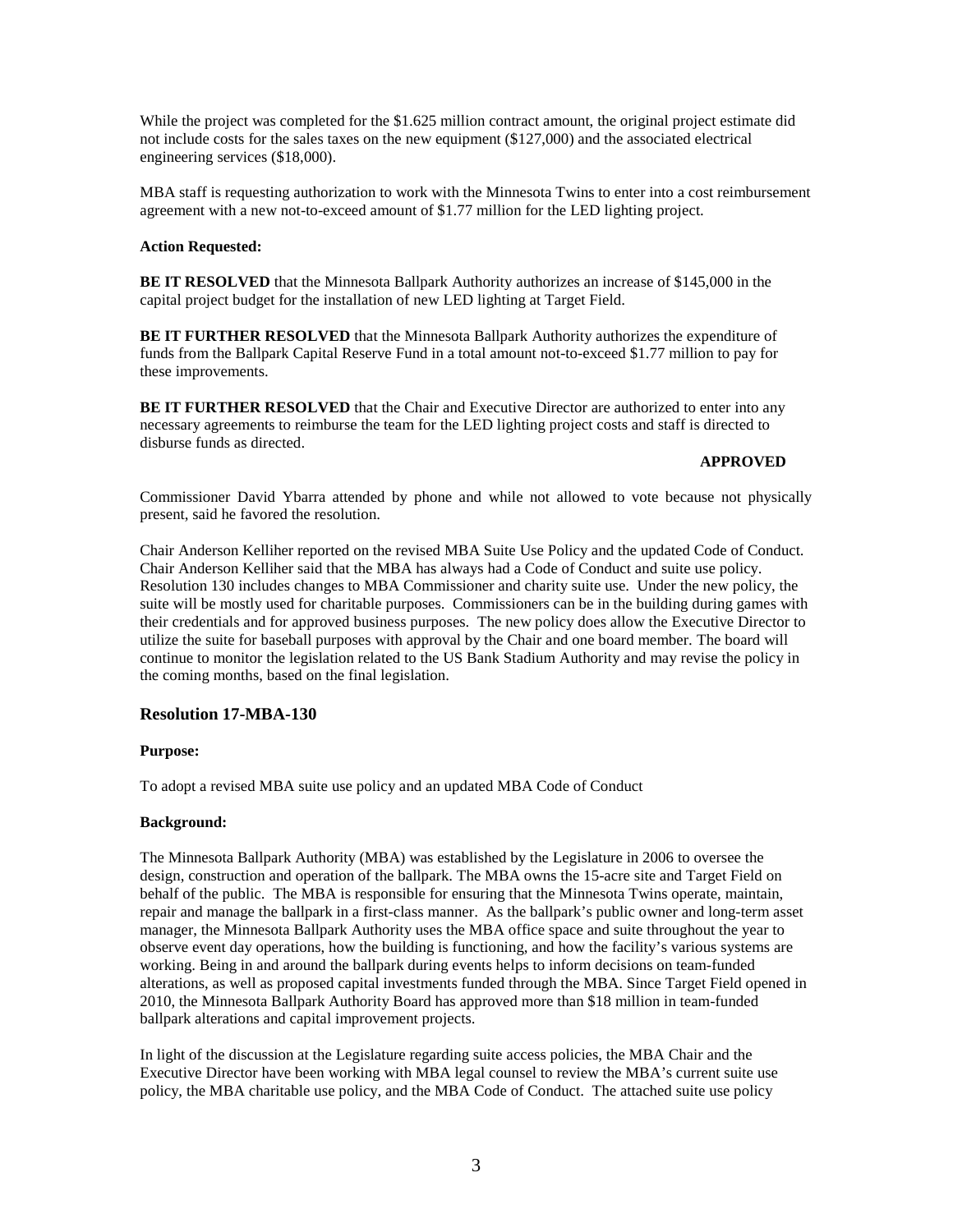While the project was completed for the $1.625 million contract amount, the original project estimate did not include costs for the sales taxes on the new equipment ($127,000) and the associated electrical engineering services ($18,000).

MBA staff is requesting authorization to work with the Minnesota Twins to enter into a cost reimbursement agreement with a new not-to-exceed amount of $1.77 million for the LED lighting project.

**Action Requested:**

**BE IT RESOLVED** that the Minnesota Ballpark Authority authorizes an increase of $145,000 in the capital project budget for the installation of new LED lighting at Target Field.

**BE IT FURTHER RESOLVED** that the Minnesota Ballpark Authority authorizes the expenditure of funds from the Ballpark Capital Reserve Fund in a total amount not-to-exceed $1.77 million to pay for these improvements.

**BE IT FURTHER RESOLVED** that the Chair and Executive Director are authorized to enter into any necessary agreements to reimburse the team for the LED lighting project costs and staff is directed to disburse funds as directed.

**APPROVED**

Commissioner David Ybarra attended by phone and while not allowed to vote because not physically present, said he favored the resolution.

Chair Anderson Kelliher reported on the revised MBA Suite Use Policy and the updated Code of Conduct. Chair Anderson Kelliher said that the MBA has always had a Code of Conduct and suite use policy. Resolution 130 includes changes to MBA Commissioner and charity suite use. Under the new policy, the suite will be mostly used for charitable purposes. Commissioners can be in the building during games with their credentials and for approved business purposes. The new policy does allow the Executive Director to utilize the suite for baseball purposes with approval by the Chair and one board member. The board will continue to monitor the legislation related to the US Bank Stadium Authority and may revise the policy in the coming months, based on the final legislation.

### Resolution 17-MBA-130

**Purpose:**

To adopt a revised MBA suite use policy and an updated MBA Code of Conduct

**Background:**

The Minnesota Ballpark Authority (MBA) was established by the Legislature in 2006 to oversee the design, construction and operation of the ballpark. The MBA owns the 15-acre site and Target Field on behalf of the public. The MBA is responsible for ensuring that the Minnesota Twins operate, maintain, repair and manage the ballpark in a first-class manner. As the ballpark's public owner and long-term asset manager, the Minnesota Ballpark Authority uses the MBA office space and suite throughout the year to observe event day operations, how the building is functioning, and how the facility's various systems are working. Being in and around the ballpark during events helps to inform decisions on team-funded alterations, as well as proposed capital investments funded through the MBA. Since Target Field opened in 2010, the Minnesota Ballpark Authority Board has approved more than $18 million in team-funded ballpark alterations and capital improvement projects.

In light of the discussion at the Legislature regarding suite access policies, the MBA Chair and the Executive Director have been working with MBA legal counsel to review the MBA's current suite use policy, the MBA charitable use policy, and the MBA Code of Conduct. The attached suite use policy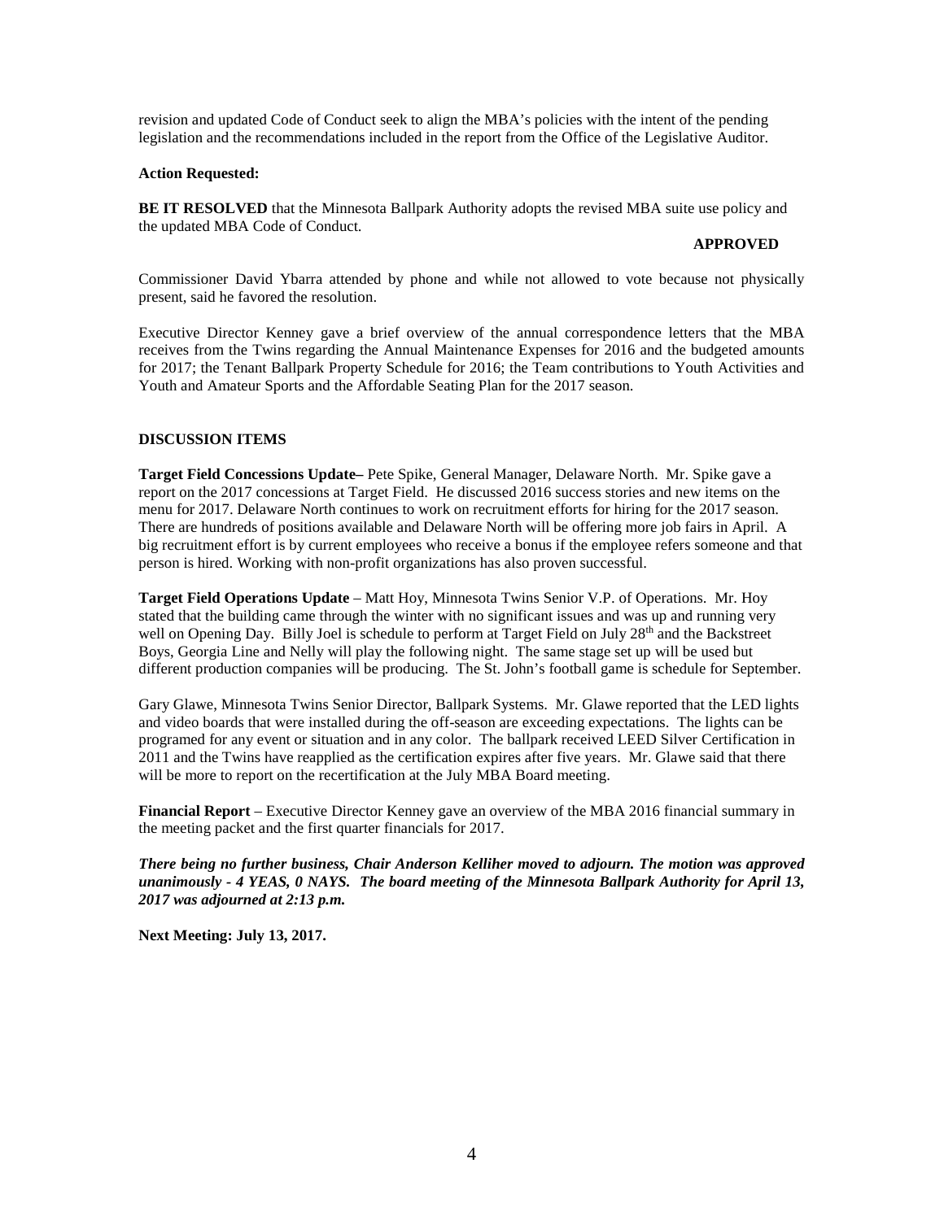revision and updated Code of Conduct seek to align the MBA's policies with the intent of the pending legislation and the recommendations included in the report from the Office of the Legislative Auditor.

**Action Requested:**

**BE IT RESOLVED** that the Minnesota Ballpark Authority adopts the revised MBA suite use policy and the updated MBA Code of Conduct.

**APPROVED**

Commissioner David Ybarra attended by phone and while not allowed to vote because not physically present, said he favored the resolution.

Executive Director Kenney gave a brief overview of the annual correspondence letters that the MBA receives from the Twins regarding the Annual Maintenance Expenses for 2016 and the budgeted amounts for 2017; the Tenant Ballpark Property Schedule for 2016; the Team contributions to Youth Activities and Youth and Amateur Sports and the Affordable Seating Plan for the 2017 season.

**DISCUSSION ITEMS**

**Target Field Concessions Update–** Pete Spike, General Manager, Delaware North. Mr. Spike gave a report on the 2017 concessions at Target Field. He discussed 2016 success stories and new items on the menu for 2017. Delaware North continues to work on recruitment efforts for hiring for the 2017 season. There are hundreds of positions available and Delaware North will be offering more job fairs in April. A big recruitment effort is by current employees who receive a bonus if the employee refers someone and that person is hired. Working with non-profit organizations has also proven successful.

**Target Field Operations Update** – Matt Hoy, Minnesota Twins Senior V.P. of Operations. Mr. Hoy stated that the building came through the winter with no significant issues and was up and running very well on Opening Day. Billy Joel is schedule to perform at Target Field on July 28th and the Backstreet Boys, Georgia Line and Nelly will play the following night. The same stage set up will be used but different production companies will be producing. The St. John's football game is schedule for September.

Gary Glawe, Minnesota Twins Senior Director, Ballpark Systems. Mr. Glawe reported that the LED lights and video boards that were installed during the off-season are exceeding expectations. The lights can be programed for any event or situation and in any color. The ballpark received LEED Silver Certification in 2011 and the Twins have reapplied as the certification expires after five years. Mr. Glawe said that there will be more to report on the recertification at the July MBA Board meeting.

**Financial Report** – Executive Director Kenney gave an overview of the MBA 2016 financial summary in the meeting packet and the first quarter financials for 2017.

***There being no further business, Chair Anderson Kelliher moved to adjourn. The motion was approved unanimously - 4 YEAS, 0 NAYS. The board meeting of the Minnesota Ballpark Authority for April 13, 2017 was adjourned at 2:13 p.m.***

**Next Meeting: July 13, 2017.**